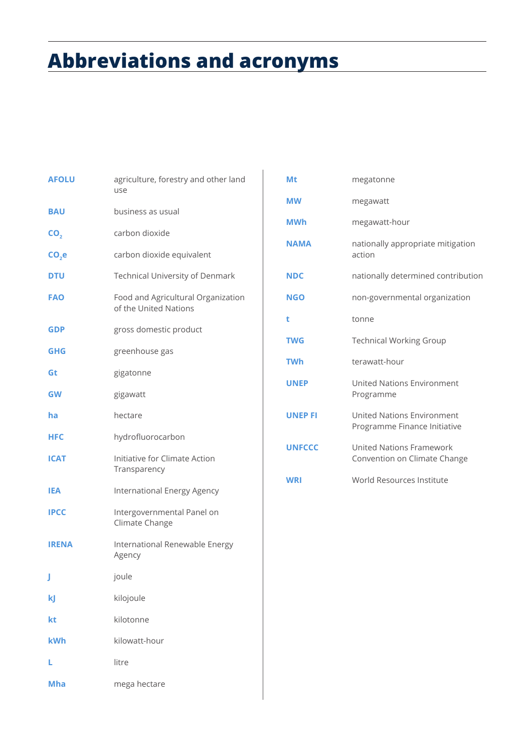# Abbreviations and acronyms

| | |
|---|---|
| **AFOLU** | agriculture, forestry and other land use |
| **BAU** | business as usual |
| **$CO_2$** | carbon dioxide |
| **$CO_2e$** | carbon dioxide equivalent |
| **DTU** | Technical University of Denmark |
| **FAO** | Food and Agricultural Organization of the United Nations |
| **GDP** | gross domestic product |
| **GHG** | greenhouse gas |
| **Gt** | gigatonne |
| **GW** | gigawatt |
| **ha** | hectare |
| **HFC** | hydrofluorocarbon |
| **ICAT** | Initiative for Climate Action Transparency |
| **IEA** | International Energy Agency |
| **IPCC** | Intergovernmental Panel on Climate Change |
| **IRENA** | International Renewable Energy Agency |
| **J** | joule |
| **kJ** | kilojoule |
| **kt** | kilotonne |
| **kWh** | kilowatt-hour |
| **L** | litre |
| **Mha** | mega hectare |
| **Mt** | megatonne |
| **MW** | megawatt |
| **MWh** | megawatt-hour |
| **NAMA** | nationally appropriate mitigation action |
| **NDC** | nationally determined contribution |
| **NGO** | non-governmental organization |
| **t** | tonne |
| **TWG** | Technical Working Group |
| **TWh** | terawatt-hour |
| **UNEP** | United Nations Environment Programme |
| **UNEP FI** | United Nations Environment Programme Finance Initiative |
| **UNFCCC** | United Nations Framework Convention on Climate Change |
| **WRI** | World Resources Institute |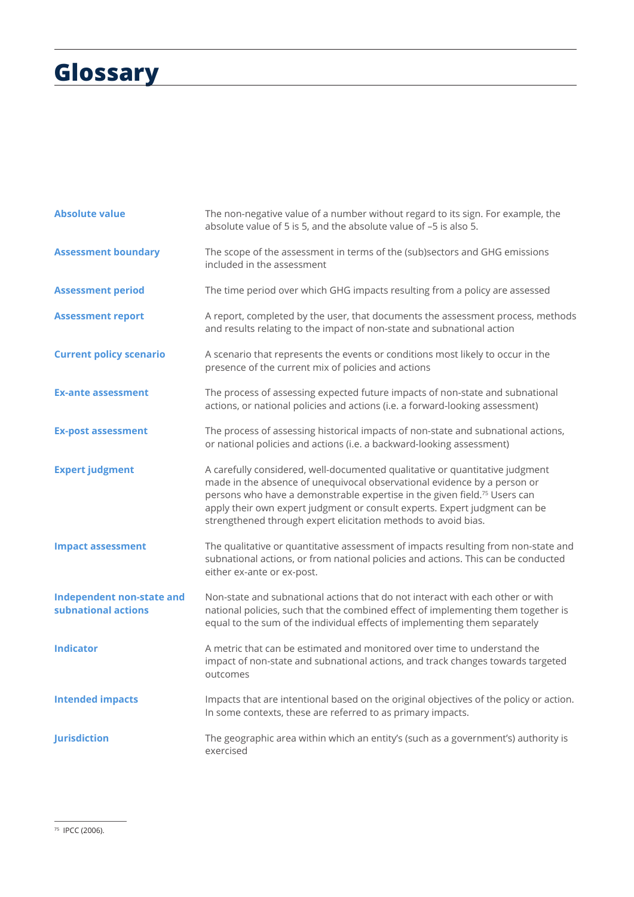# Glossary

**Absolute value** The non-negative value of a number without regard to its sign. For example, the absolute value of 5 is 5, and the absolute value of –5 is also 5.

**Assessment boundary** The scope of the assessment in terms of the (sub)sectors and GHG emissions included in the assessment

**Assessment period** The time period over which GHG impacts resulting from a policy are assessed

**Assessment report** A report, completed by the user, that documents the assessment process, methods and results relating to the impact of non-state and subnational action

**Current policy scenario** A scenario that represents the events or conditions most likely to occur in the presence of the current mix of policies and actions

**Ex-ante assessment** The process of assessing expected future impacts of non-state and subnational actions, or national policies and actions (i.e. a forward-looking assessment)

**Ex-post assessment** The process of assessing historical impacts of non-state and subnational actions, or national policies and actions (i.e. a backward-looking assessment)

**Expert judgment** A carefully considered, well-documented qualitative or quantitative judgment made in the absence of unequivocal observational evidence by a person or persons who have a demonstrable expertise in the given field.[75] Users can apply their own expert judgment or consult experts. Expert judgment can be strengthened through expert elicitation methods to avoid bias.

**Impact assessment** The qualitative or quantitative assessment of impacts resulting from non-state and subnational actions, or from national policies and actions. This can be conducted either ex-ante or ex-post.

**Independent non-state and subnational actions** Non-state and subnational actions that do not interact with each other or with national policies, such that the combined effect of implementing them together is equal to the sum of the individual effects of implementing them separately

**Indicator** A metric that can be estimated and monitored over time to understand the impact of non-state and subnational actions, and track changes towards targeted outcomes

**Intended impacts** Impacts that are intentional based on the original objectives of the policy or action. In some contexts, these are referred to as primary impacts.

**Jurisdiction** The geographic area within which an entity's (such as a government's) authority is exercised

[75] IPCC (2006).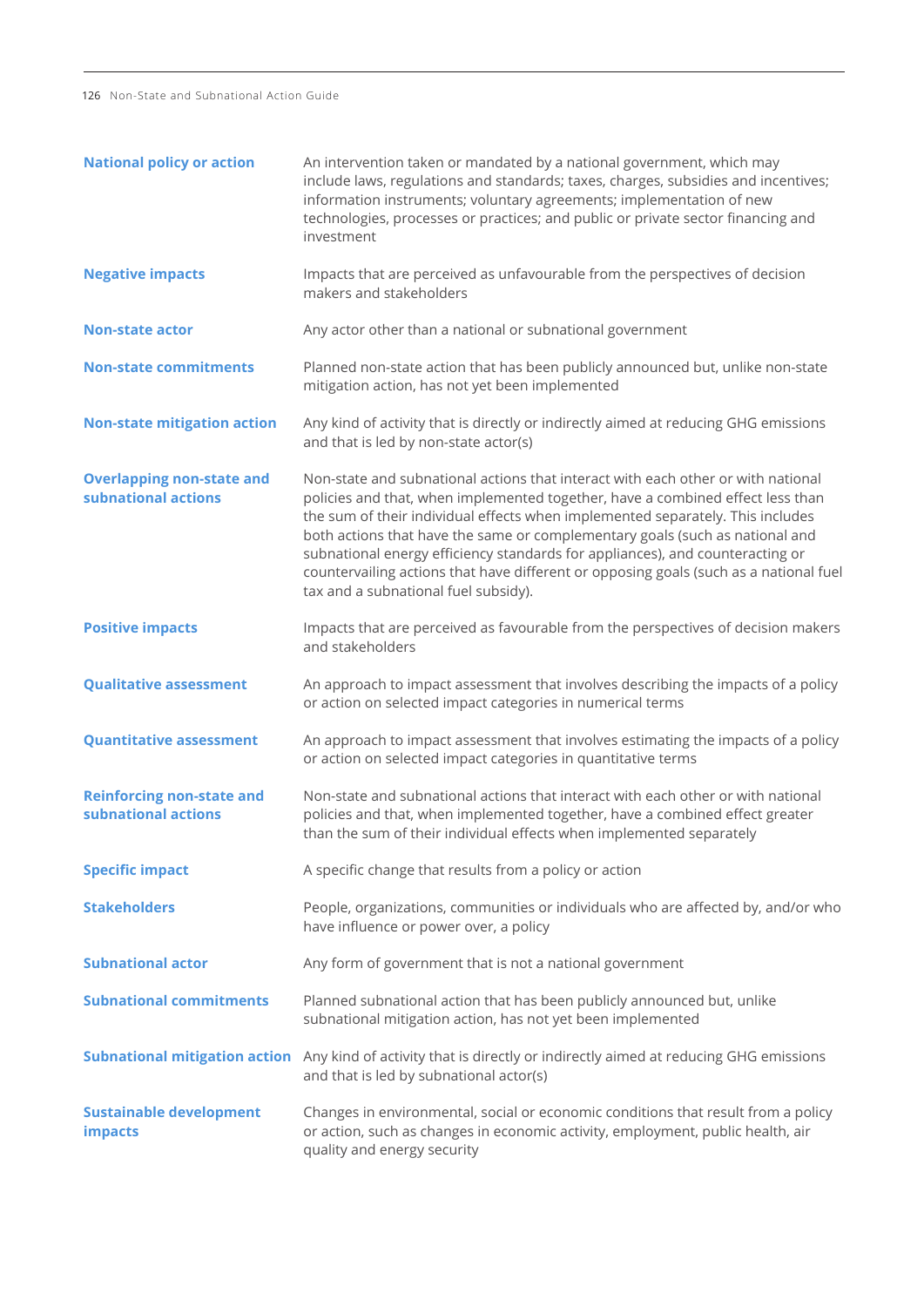| | |
|---|---|
| **National policy or action** | An intervention taken or mandated by a national government, which may include laws, regulations and standards; taxes, charges, subsidies and incentives; information instruments; voluntary agreements; implementation of new technologies, processes or practices; and public or private sector financing and investment |
| **Negative impacts** | Impacts that are perceived as unfavourable from the perspectives of decision makers and stakeholders |
| **Non-state actor** | Any actor other than a national or subnational government |
| **Non-state commitments** | Planned non-state action that has been publicly announced but, unlike non-state mitigation action, has not yet been implemented |
| **Non-state mitigation action** | Any kind of activity that is directly or indirectly aimed at reducing GHG emissions and that is led by non-state actor(s) |
| **Overlapping non-state and subnational actions** | Non-state and subnational actions that interact with each other or with national policies and that, when implemented together, have a combined effect less than the sum of their individual effects when implemented separately. This includes both actions that have the same or complementary goals (such as national and subnational energy efficiency standards for appliances), and counteracting or countervailing actions that have different or opposing goals (such as a national fuel tax and a subnational fuel subsidy). |
| **Positive impacts** | Impacts that are perceived as favourable from the perspectives of decision makers and stakeholders |
| **Qualitative assessment** | An approach to impact assessment that involves describing the impacts of a policy or action on selected impact categories in numerical terms |
| **Quantitative assessment** | An approach to impact assessment that involves estimating the impacts of a policy or action on selected impact categories in quantitative terms |
| **Reinforcing non-state and subnational actions** | Non-state and subnational actions that interact with each other or with national policies and that, when implemented together, have a combined effect greater than the sum of their individual effects when implemented separately |
| **Specific impact** | A specific change that results from a policy or action |
| **Stakeholders** | People, organizations, communities or individuals who are affected by, and/or who have influence or power over, a policy |
| **Subnational actor** | Any form of government that is not a national government |
| **Subnational commitments** | Planned subnational action that has been publicly announced but, unlike subnational mitigation action, has not yet been implemented |
| **Subnational mitigation action** | Any kind of activity that is directly or indirectly aimed at reducing GHG emissions and that is led by subnational actor(s) |
| **Sustainable development impacts** | Changes in environmental, social or economic conditions that result from a policy or action, such as changes in economic activity, employment, public health, air quality and energy security |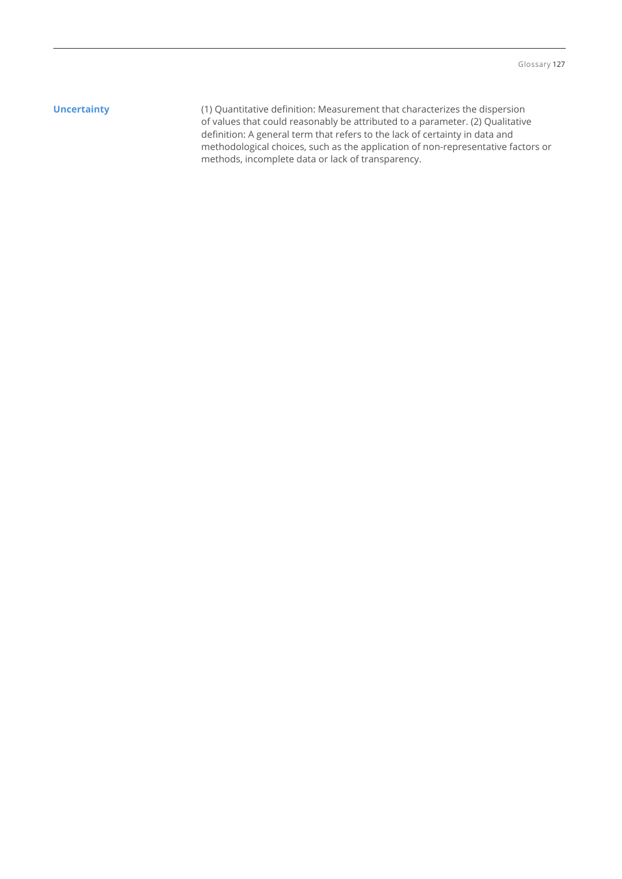**Uncertainty**

(1) Quantitative definition: Measurement that characterizes the dispersion of values that could reasonably be attributed to a parameter. (2) Qualitative definition: A general term that refers to the lack of certainty in data and methodological choices, such as the application of non-representative factors or methods, incomplete data or lack of transparency.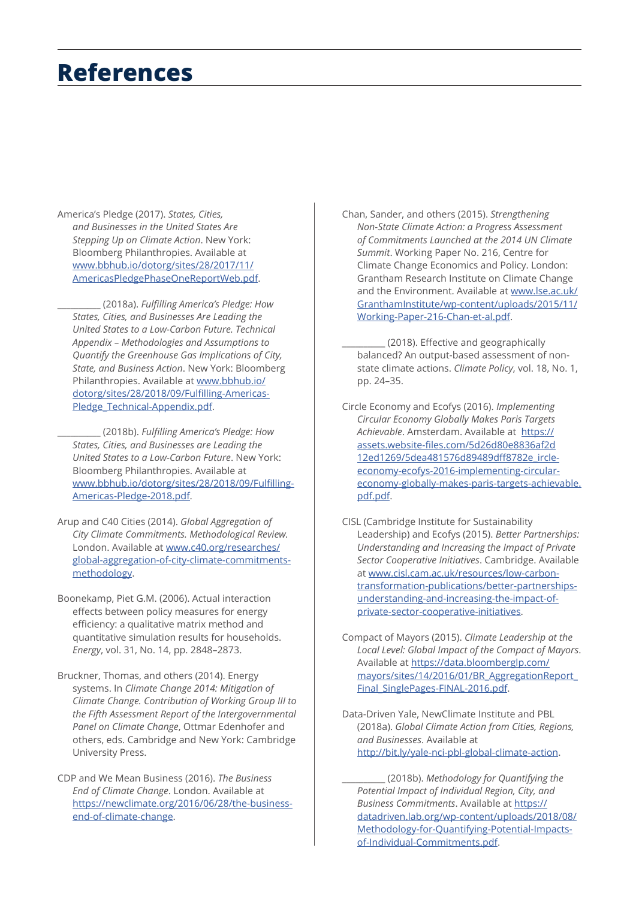# References

America's Pledge (2017). *States, Cities, and Businesses in the United States Are Stepping Up on Climate Action*. New York: Bloomberg Philanthropies. Available at www.bbhub.io/dotorg/sites/28/2017/11/AmericasPledgePhaseOneReportWeb.pdf.

_________ (2018a). *Fulfilling America's Pledge: How States, Cities, and Businesses Are Leading the United States to a Low-Carbon Future. Technical Appendix – Methodologies and Assumptions to Quantify the Greenhouse Gas Implications of City, State, and Business Action*. New York: Bloomberg Philanthropies. Available at www.bbhub.io/dotorg/sites/28/2018/09/Fulfilling-Americas-Pledge_Technical-Appendix.pdf.

_________ (2018b). *Fulfilling America's Pledge: How States, Cities, and Businesses are Leading the United States to a Low-Carbon Future*. New York: Bloomberg Philanthropies. Available at www.bbhub.io/dotorg/sites/28/2018/09/Fulfilling-Americas-Pledge-2018.pdf.

Arup and C40 Cities (2014). *Global Aggregation of City Climate Commitments. Methodological Review.* London. Available at www.c40.org/researches/global-aggregation-of-city-climate-commitments-methodology.

Boonekamp, Piet G.M. (2006). Actual interaction effects between policy measures for energy efficiency: a qualitative matrix method and quantitative simulation results for households. *Energy*, vol. 31, No. 14, pp. 2848–2873.

Bruckner, Thomas, and others (2014). Energy systems. In *Climate Change 2014: Mitigation of Climate Change. Contribution of Working Group III to the Fifth Assessment Report of the Intergovernmental Panel on Climate Change*, Ottmar Edenhofer and others, eds. Cambridge and New York: Cambridge University Press.

CDP and We Mean Business (2016). *The Business End of Climate Change*. London. Available at https://newclimate.org/2016/06/28/the-business-end-of-climate-change.

Chan, Sander, and others (2015). *Strengthening Non-State Climate Action: a Progress Assessment of Commitments Launched at the 2014 UN Climate Summit*. Working Paper No. 216, Centre for Climate Change Economics and Policy. London: Grantham Research Institute on Climate Change and the Environment. Available at www.lse.ac.uk/GranthamInstitute/wp-content/uploads/2015/11/Working-Paper-216-Chan-et-al.pdf.

_________ (2018). Effective and geographically balanced? An output-based assessment of non-state climate actions. *Climate Policy*, vol. 18, No. 1, pp. 24–35.

Circle Economy and Ecofys (2016). *Implementing Circular Economy Globally Makes Paris Targets Achievable*. Amsterdam. Available at https://assets.website-files.com/5d26d80e8836af2d12ed1269/5dea481576d89489dff8782e_ircle-economy-ecofys-2016-implementing-circular-economy-globally-makes-paris-targets-achievable.pdf.pdf.

CISL (Cambridge Institute for Sustainability Leadership) and Ecofys (2015). *Better Partnerships: Understanding and Increasing the Impact of Private Sector Cooperative Initiatives*. Cambridge. Available at www.cisl.cam.ac.uk/resources/low-carbon-transformation-publications/better-partnerships-understanding-and-increasing-the-impact-of-private-sector-cooperative-initiatives.

Compact of Mayors (2015). *Climate Leadership at the Local Level: Global Impact of the Compact of Mayors*. Available at https://data.bloomberglp.com/mayors/sites/14/2016/01/BR_AggregationReport_Final_SinglePages-FINAL-2016.pdf.

Data-Driven Yale, NewClimate Institute and PBL (2018a). *Global Climate Action from Cities, Regions, and Businesses*. Available at http://bit.ly/yale-nci-pbl-global-climate-action.

_________ (2018b). *Methodology for Quantifying the Potential Impact of Individual Region, City, and Business Commitments*. Available at https://datadriven.lab.org/wp-content/uploads/2018/08/Methodology-for-Quantifying-Potential-Impacts-of-Individual-Commitments.pdf.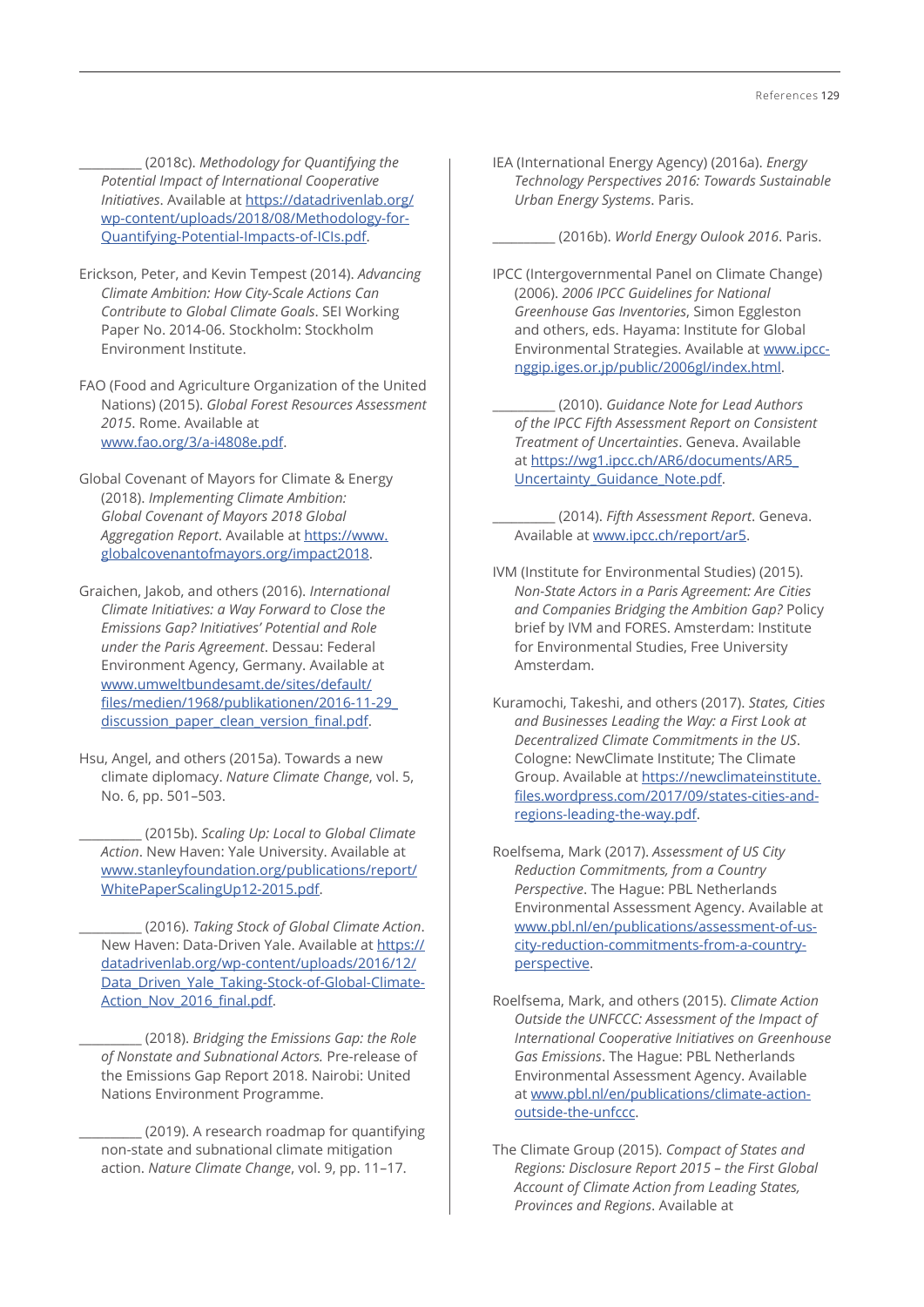_________ (2018c). *Methodology for Quantifying the Potential Impact of International Cooperative Initiatives*. Available at https://datadrivenlab.org/wp-content/uploads/2018/08/Methodology-for-Quantifying-Potential-Impacts-of-ICIs.pdf.

Erickson, Peter, and Kevin Tempest (2014). *Advancing Climate Ambition: How City-Scale Actions Can Contribute to Global Climate Goals*. SEI Working Paper No. 2014-06. Stockholm: Stockholm Environment Institute.

FAO (Food and Agriculture Organization of the United Nations) (2015). *Global Forest Resources Assessment 2015*. Rome. Available at www.fao.org/3/a-i4808e.pdf.

Global Covenant of Mayors for Climate & Energy (2018). *Implementing Climate Ambition: Global Covenant of Mayors 2018 Global Aggregation Report*. Available at https://www.globalcovenantofmayors.org/impact2018.

Graichen, Jakob, and others (2016). *International Climate Initiatives: a Way Forward to Close the Emissions Gap? Initiatives' Potential and Role under the Paris Agreement*. Dessau: Federal Environment Agency, Germany. Available at www.umweltbundesamt.de/sites/default/files/medien/1968/publikationen/2016-11-29_discussion_paper_clean_version_final.pdf.

Hsu, Angel, and others (2015a). Towards a new climate diplomacy. *Nature Climate Change*, vol. 5, No. 6, pp. 501–503.

_________ (2015b). *Scaling Up: Local to Global Climate Action*. New Haven: Yale University. Available at www.stanleyfoundation.org/publications/report/WhitePaperScalingUp12-2015.pdf.

_________ (2016). *Taking Stock of Global Climate Action*. New Haven: Data-Driven Yale. Available at https://datadrivenlab.org/wp-content/uploads/2016/12/Data_Driven_Yale_Taking-Stock-of-Global-Climate-Action_Nov_2016_final.pdf.

_________ (2018). *Bridging the Emissions Gap: the Role of Nonstate and Subnational Actors.* Pre-release of the Emissions Gap Report 2018. Nairobi: United Nations Environment Programme.

_________ (2019). A research roadmap for quantifying non-state and subnational climate mitigation action. *Nature Climate Change*, vol. 9, pp. 11–17.

IEA (International Energy Agency) (2016a). *Energy Technology Perspectives 2016: Towards Sustainable Urban Energy Systems*. Paris.

_________ (2016b). *World Energy Oulook 2016*. Paris.

IPCC (Intergovernmental Panel on Climate Change) (2006). *2006 IPCC Guidelines for National Greenhouse Gas Inventories*, Simon Eggleston and others, eds. Hayama: Institute for Global Environmental Strategies. Available at www.ipcc-nggip.iges.or.jp/public/2006gl/index.html.

_________ (2010). *Guidance Note for Lead Authors of the IPCC Fifth Assessment Report on Consistent Treatment of Uncertainties*. Geneva. Available at https://wg1.ipcc.ch/AR6/documents/AR5_Uncertainty_Guidance_Note.pdf.

_________ (2014). *Fifth Assessment Report*. Geneva. Available at www.ipcc.ch/report/ar5.

IVM (Institute for Environmental Studies) (2015). *Non-State Actors in a Paris Agreement: Are Cities and Companies Bridging the Ambition Gap?* Policy brief by IVM and FORES. Amsterdam: Institute for Environmental Studies, Free University Amsterdam.

Kuramochi, Takeshi, and others (2017). *States, Cities and Businesses Leading the Way: a First Look at Decentralized Climate Commitments in the US*. Cologne: NewClimate Institute; The Climate Group. Available at https://newclimateinstitute.files.wordpress.com/2017/09/states-cities-and-regions-leading-the-way.pdf.

Roelfsema, Mark (2017). *Assessment of US City Reduction Commitments, from a Country Perspective*. The Hague: PBL Netherlands Environmental Assessment Agency. Available at www.pbl.nl/en/publications/assessment-of-us-city-reduction-commitments-from-a-country-perspective.

Roelfsema, Mark, and others (2015). *Climate Action Outside the UNFCCC: Assessment of the Impact of International Cooperative Initiatives on Greenhouse Gas Emissions*. The Hague: PBL Netherlands Environmental Assessment Agency. Available at www.pbl.nl/en/publications/climate-action-outside-the-unfccc.

The Climate Group (2015). *Compact of States and Regions: Disclosure Report 2015 – the First Global Account of Climate Action from Leading States, Provinces and Regions*. Available at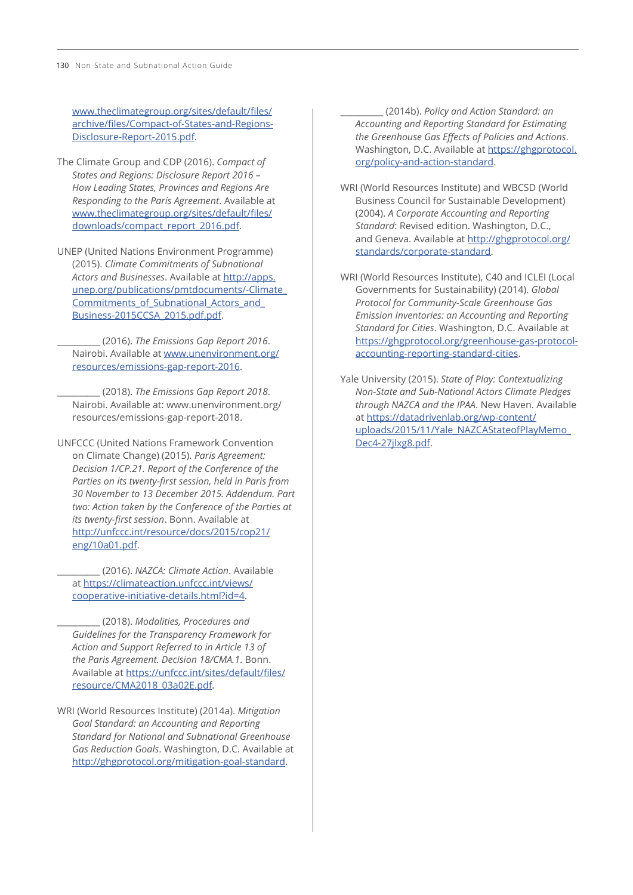www.theclimategroup.org/sites/default/files/archive/files/Compact-of-States-and-Regions-Disclosure-Report-2015.pdf.

The Climate Group and CDP (2016). *Compact of States and Regions: Disclosure Report 2016 – How Leading States, Provinces and Regions Are Responding to the Paris Agreement*. Available at www.theclimategroup.org/sites/default/files/downloads/compact_report_2016.pdf.

UNEP (United Nations Environment Programme) (2015). *Climate Commitments of Subnational Actors and Businesses*. Available at http://apps.unep.org/publications/pmtdocuments/-Climate_Commitments_of_Subnational_Actors_and_Business-2015CCSA_2015.pdf.pdf.

_________ (2016). *The Emissions Gap Report 2016*. Nairobi. Available at www.unenvironment.org/resources/emissions-gap-report-2016.

_________ (2018). *The Emissions Gap Report 2018*. Nairobi. Available at: www.unenvironment.org/resources/emissions-gap-report-2018.

UNFCCC (United Nations Framework Convention on Climate Change) (2015). *Paris Agreement: Decision 1/CP.21. Report of the Conference of the Parties on its twenty-first session, held in Paris from 30 November to 13 December 2015. Addendum. Part two: Action taken by the Conference of the Parties at its twenty-first session*. Bonn. Available at http://unfccc.int/resource/docs/2015/cop21/eng/10a01.pdf.

_________ (2016). *NAZCA: Climate Action*. Available at https://climateaction.unfccc.int/views/cooperative-initiative-details.html?id=4.

_________ (2018). *Modalities, Procedures and Guidelines for the Transparency Framework for Action and Support Referred to in Article 13 of the Paris Agreement. Decision 18/CMA.1*. Bonn. Available at https://unfccc.int/sites/default/files/resource/CMA2018_03a02E.pdf.

WRI (World Resources Institute) (2014a). *Mitigation Goal Standard: an Accounting and Reporting Standard for National and Subnational Greenhouse Gas Reduction Goals*. Washington, D.C. Available at http://ghgprotocol.org/mitigation-goal-standard.

_________ (2014b). *Policy and Action Standard: an Accounting and Reporting Standard for Estimating the Greenhouse Gas Effects of Policies and Actions*. Washington, D.C. Available at https://ghgprotocol.org/policy-and-action-standard.

WRI (World Resources Institute) and WBCSD (World Business Council for Sustainable Development) (2004). *A Corporate Accounting and Reporting Standard*: Revised edition. Washington, D.C., and Geneva. Available at http://ghgprotocol.org/standards/corporate-standard.

WRI (World Resources Institute), C40 and ICLEI (Local Governments for Sustainability) (2014). *Global Protocol for Community-Scale Greenhouse Gas Emission Inventories: an Accounting and Reporting Standard for Cities*. Washington, D.C. Available at https://ghgprotocol.org/greenhouse-gas-protocol-accounting-reporting-standard-cities.

Yale University (2015). *State of Play: Contextualizing Non-State and Sub-National Actors Climate Pledges through NAZCA and the IPAA*. New Haven. Available at https://datadrivenlab.org/wp-content/uploads/2015/11/Yale_NAZCAStateofPlayMemo_Dec4-27jlxg8.pdf.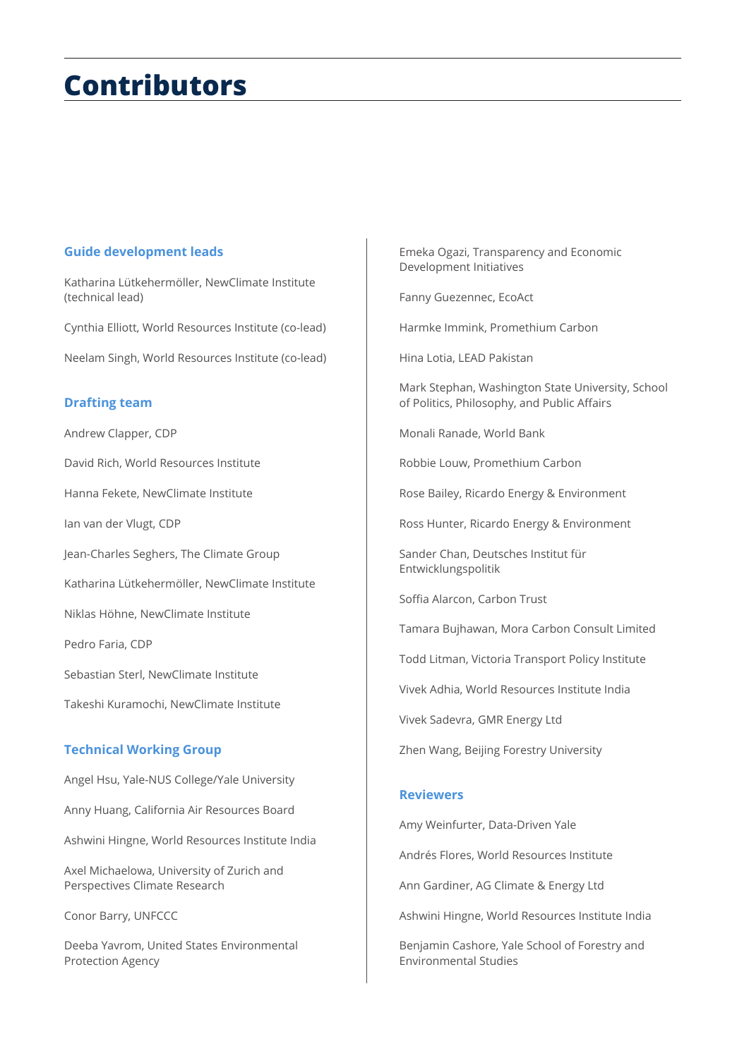# Contributors

## Guide development leads

Katharina Lütkehermöller, NewClimate Institute (technical lead)

Cynthia Elliott, World Resources Institute (co-lead)

Neelam Singh, World Resources Institute (co-lead)

## Drafting team

Andrew Clapper, CDP

David Rich, World Resources Institute

Hanna Fekete, NewClimate Institute

Ian van der Vlugt, CDP

Jean-Charles Seghers, The Climate Group

Katharina Lütkehermöller, NewClimate Institute

Niklas Höhne, NewClimate Institute

Pedro Faria, CDP

Sebastian Sterl, NewClimate Institute

Takeshi Kuramochi, NewClimate Institute

## Technical Working Group

Angel Hsu, Yale-NUS College/Yale University

Anny Huang, California Air Resources Board

Ashwini Hingne, World Resources Institute India

Axel Michaelowa, University of Zurich and Perspectives Climate Research

Conor Barry, UNFCCC

Deeba Yavrom, United States Environmental Protection Agency

Emeka Ogazi, Transparency and Economic Development Initiatives

Fanny Guezennec, EcoAct

Harmke Immink, Promethium Carbon

Hina Lotia, LEAD Pakistan

Mark Stephan, Washington State University, School of Politics, Philosophy, and Public Affairs

Monali Ranade, World Bank

Robbie Louw, Promethium Carbon

Rose Bailey, Ricardo Energy & Environment

Ross Hunter, Ricardo Energy & Environment

Sander Chan, Deutsches Institut für Entwicklungspolitik

Soffia Alarcon, Carbon Trust

Tamara Bujhawan, Mora Carbon Consult Limited

Todd Litman, Victoria Transport Policy Institute

Vivek Adhia, World Resources Institute India

Vivek Sadevra, GMR Energy Ltd

Zhen Wang, Beijing Forestry University

## Reviewers

Amy Weinfurter, Data-Driven Yale

Andrés Flores, World Resources Institute

Ann Gardiner, AG Climate & Energy Ltd

Ashwini Hingne, World Resources Institute India

Benjamin Cashore, Yale School of Forestry and Environmental Studies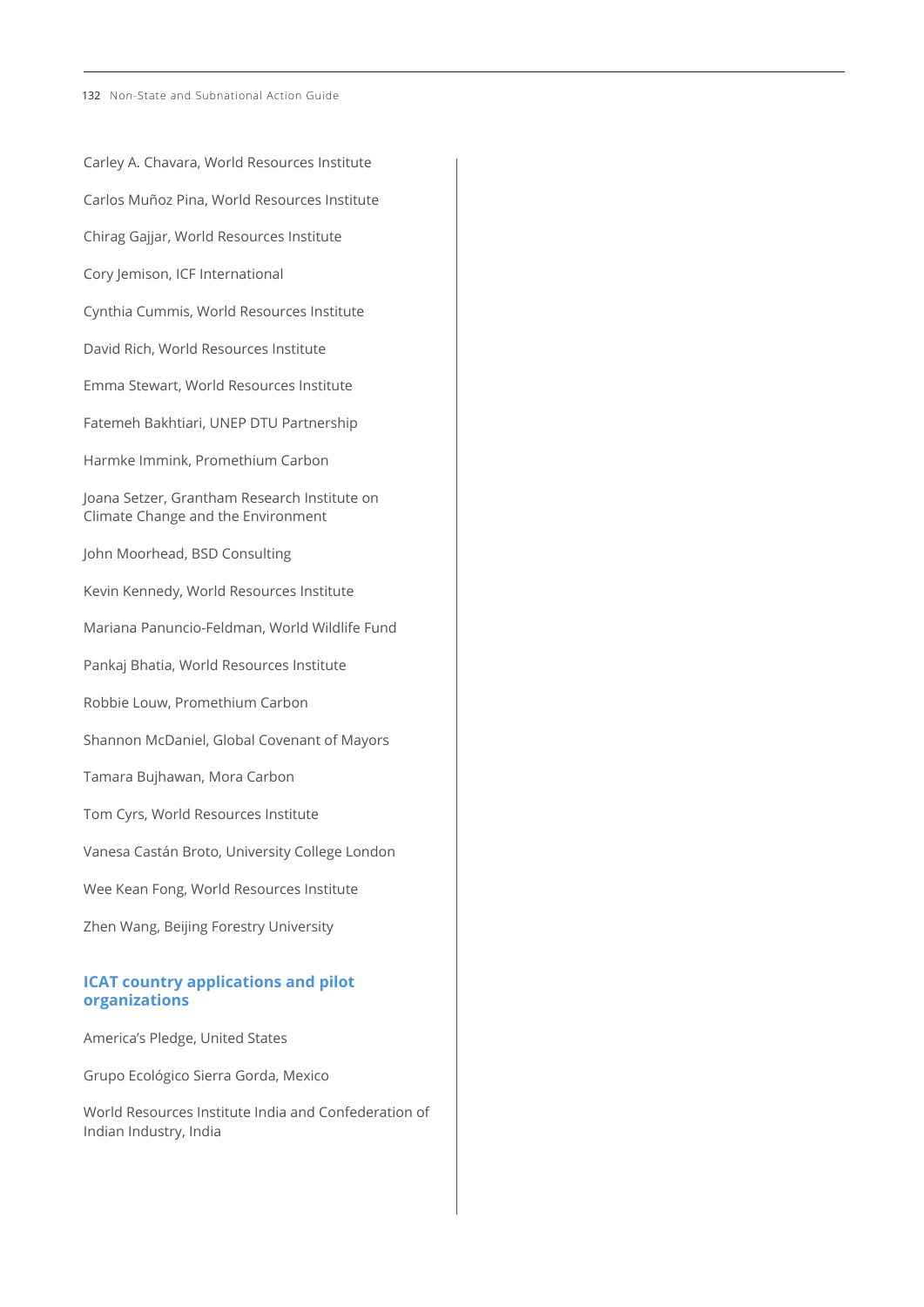Carley A. Chavara, World Resources Institute

Carlos Muñoz Pina, World Resources Institute

Chirag Gajjar, World Resources Institute

Cory Jemison, ICF International

Cynthia Cummis, World Resources Institute

David Rich, World Resources Institute

Emma Stewart, World Resources Institute

Fatemeh Bakhtiari, UNEP DTU Partnership

Harmke Immink, Promethium Carbon

Joana Setzer, Grantham Research Institute on Climate Change and the Environment

John Moorhead, BSD Consulting

Kevin Kennedy, World Resources Institute

Mariana Panuncio-Feldman, World Wildlife Fund

Pankaj Bhatia, World Resources Institute

Robbie Louw, Promethium Carbon

Shannon McDaniel, Global Covenant of Mayors

Tamara Bujhawan, Mora Carbon

Tom Cyrs, World Resources Institute

Vanesa Castán Broto, University College London

Wee Kean Fong, World Resources Institute

Zhen Wang, Beijing Forestry University

## ICAT country applications and pilot organizations

America's Pledge, United States

Grupo Ecológico Sierra Gorda, Mexico

World Resources Institute India and Confederation of Indian Industry, India